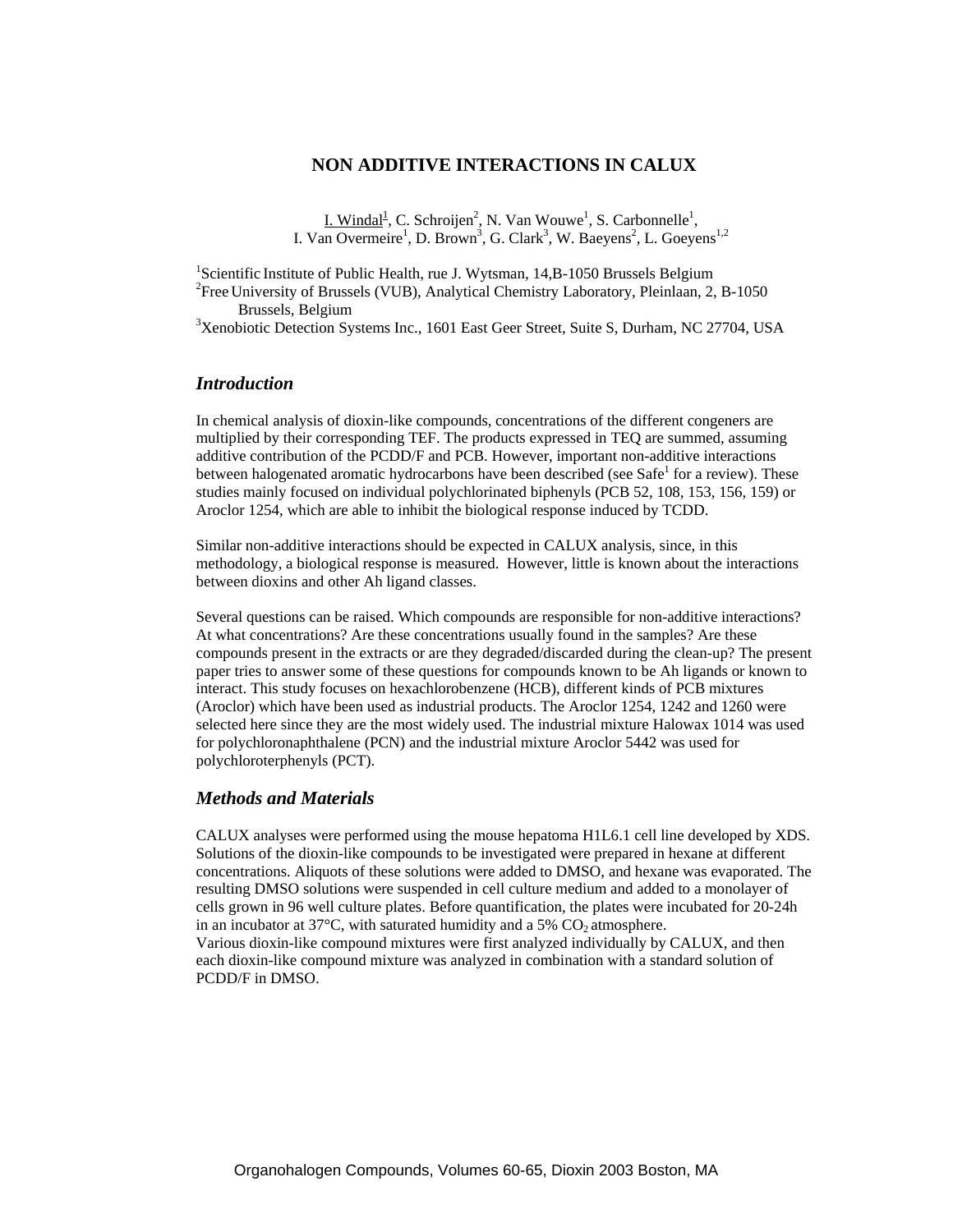# NON ADDITIVE INTERACTIONS IN CALUX

I. Windal[1], C. Schroijen[2], N. Van Wouwe[1], S. Carbonnelle[1], I. Van Overmeire[1], D. Brown[3], G. Clark[3], W. Baeyens[2], L. Goeyens[1,2]

[1]Scientific Institute of Public Health, rue J. Wytsman, 14,B-1050 Brussels Belgium
[2]Free University of Brussels (VUB), Analytical Chemistry Laboratory, Pleinlaan, 2, B-1050 Brussels, Belgium
[3]Xenobiotic Detection Systems Inc., 1601 East Geer Street, Suite S, Durham, NC 27704, USA

## *Introduction*

In chemical analysis of dioxin-like compounds, concentrations of the different congeners are multiplied by their corresponding TEF. The products expressed in TEQ are summed, assuming additive contribution of the PCDD/F and PCB. However, important non-additive interactions between halogenated aromatic hydrocarbons have been described (see Safe[1] for a review). These studies mainly focused on individual polychlorinated biphenyls (PCB 52, 108, 153, 156, 159) or Aroclor 1254, which are able to inhibit the biological response induced by TCDD.

Similar non-additive interactions should be expected in CALUX analysis, since, in this methodology, a biological response is measured. However, little is known about the interactions between dioxins and other Ah ligand classes.

Several questions can be raised. Which compounds are responsible for non-additive interactions? At what concentrations? Are these concentrations usually found in the samples? Are these compounds present in the extracts or are they degraded/discarded during the clean-up? The present paper tries to answer some of these questions for compounds known to be Ah ligands or known to interact. This study focuses on hexachlorobenzene (HCB), different kinds of PCB mixtures (Aroclor) which have been used as industrial products. The Aroclor 1254, 1242 and 1260 were selected here since they are the most widely used. The industrial mixture Halowax 1014 was used for polychloronaphthalene (PCN) and the industrial mixture Aroclor 5442 was used for polychloroterphenyls (PCT).

## *Methods and Materials*

CALUX analyses were performed using the mouse hepatoma H1L6.1 cell line developed by XDS. Solutions of the dioxin-like compounds to be investigated were prepared in hexane at different concentrations. Aliquots of these solutions were added to DMSO, and hexane was evaporated. The resulting DMSO solutions were suspended in cell culture medium and added to a monolayer of cells grown in 96 well culture plates. Before quantification, the plates were incubated for 20-24h in an incubator at 37°C, with saturated humidity and a 5% $CO_2$ atmosphere.
Various dioxin-like compound mixtures were first analyzed individually by CALUX, and then each dioxin-like compound mixture was analyzed in combination with a standard solution of PCDD/F in DMSO.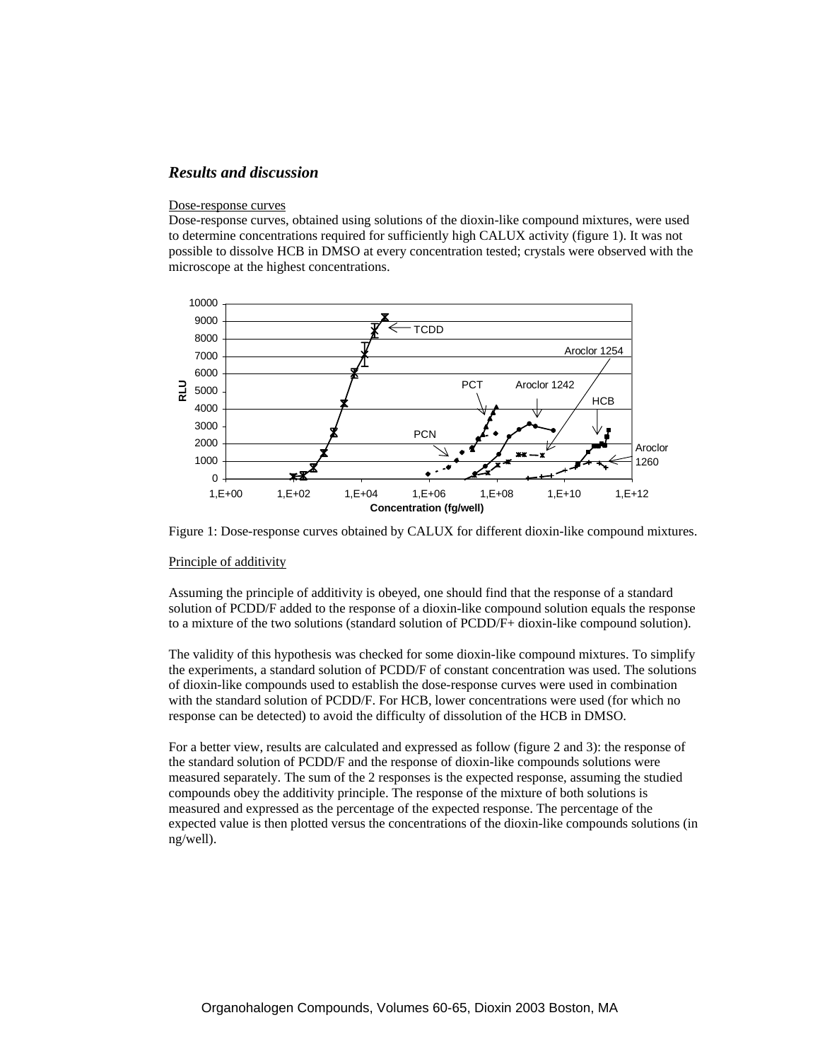## *Results and discussion*

Dose-response curves

Dose-response curves, obtained using solutions of the dioxin-like compound mixtures, were used to determine concentrations required for sufficiently high CALUX activity (figure 1). It was not possible to dissolve HCB in DMSO at every concentration tested; crystals were observed with the microscope at the highest concentrations.

Figure 1: Dose-response curves obtained by CALUX for different dioxin-like compound mixtures.

Principle of additivity

Assuming the principle of additivity is obeyed, one should find that the response of a standard solution of PCDD/F added to the response of a dioxin-like compound solution equals the response to a mixture of the two solutions (standard solution of PCDD/F+ dioxin-like compound solution).

The validity of this hypothesis was checked for some dioxin-like compound mixtures. To simplify the experiments, a standard solution of PCDD/F of constant concentration was used. The solutions of dioxin-like compounds used to establish the dose-response curves were used in combination with the standard solution of PCDD/F. For HCB, lower concentrations were used (for which no response can be detected) to avoid the difficulty of dissolution of the HCB in DMSO.

For a better view, results are calculated and expressed as follow (figure 2 and 3): the response of the standard solution of PCDD/F and the response of dioxin-like compounds solutions were measured separately. The sum of the 2 responses is the expected response, assuming the studied compounds obey the additivity principle. The response of the mixture of both solutions is measured and expressed as the percentage of the expected response. The percentage of the expected value is then plotted versus the concentrations of the dioxin-like compounds solutions (in ng/well).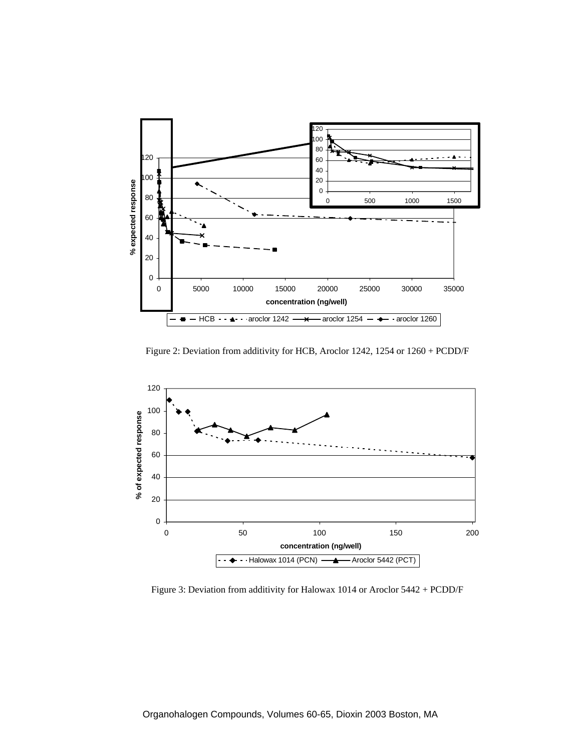Figure 2: Deviation from additivity for HCB, Aroclor 1242, 1254 or 1260 + PCDD/F

Figure 3: Deviation from additivity for Halowax 1014 or Aroclor 5442 + PCDD/F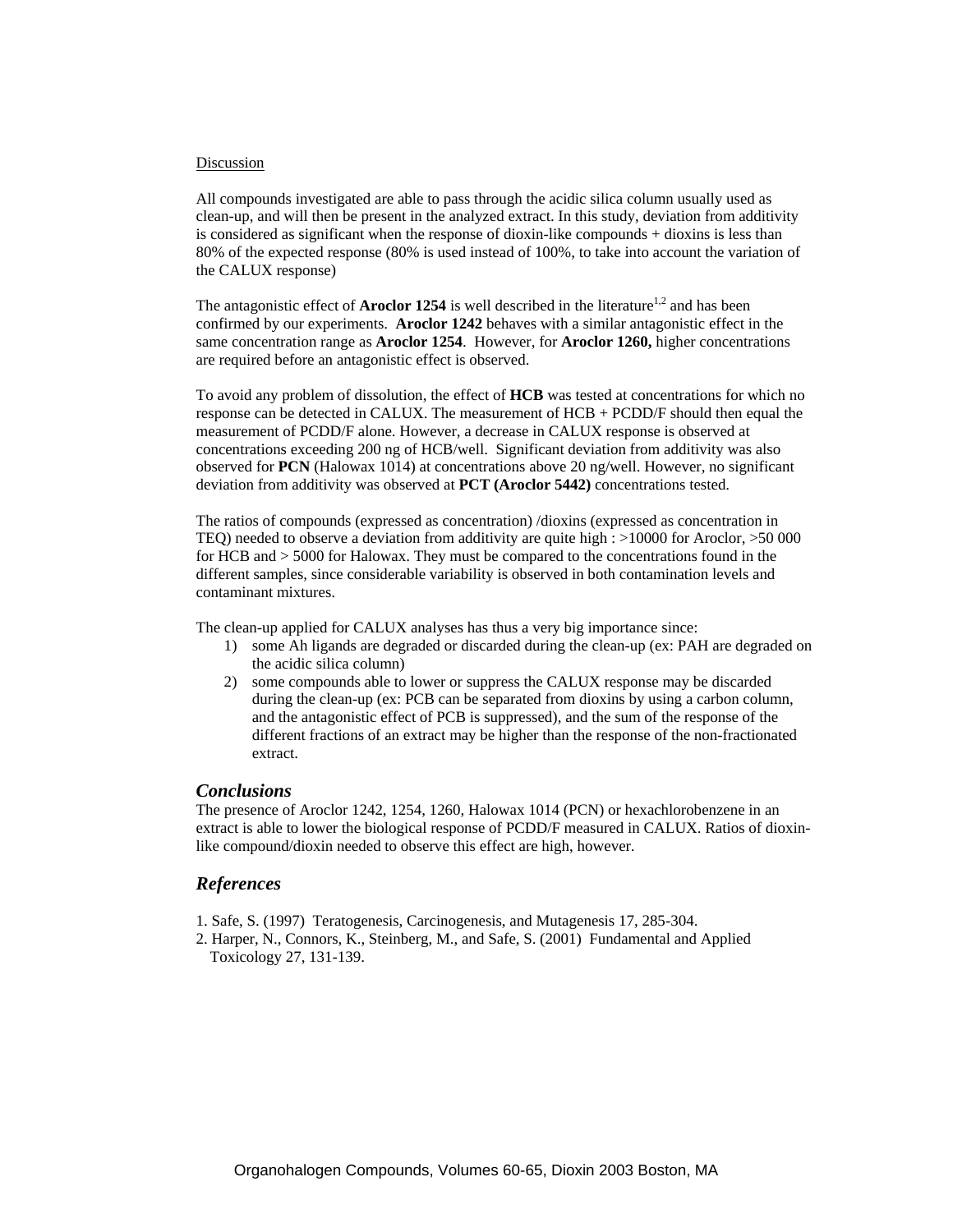Discussion

All compounds investigated are able to pass through the acidic silica column usually used as clean-up, and will then be present in the analyzed extract. In this study, deviation from additivity is considered as significant when the response of dioxin-like compounds + dioxins is less than 80% of the expected response (80% is used instead of 100%, to take into account the variation of the CALUX response)

The antagonistic effect of **Aroclor 1254** is well described in the literature[1,2] and has been confirmed by our experiments. **Aroclor 1242** behaves with a similar antagonistic effect in the same concentration range as **Aroclor 1254**. However, for **Aroclor 1260,** higher concentrations are required before an antagonistic effect is observed.

To avoid any problem of dissolution, the effect of **HCB** was tested at concentrations for which no response can be detected in CALUX. The measurement of HCB + PCDD/F should then equal the measurement of PCDD/F alone. However, a decrease in CALUX response is observed at concentrations exceeding 200 ng of HCB/well. Significant deviation from additivity was also observed for **PCN** (Halowax 1014) at concentrations above 20 ng/well. However, no significant deviation from additivity was observed at **PCT (Aroclor 5442)** concentrations tested.

The ratios of compounds (expressed as concentration) /dioxins (expressed as concentration in TEQ) needed to observe a deviation from additivity are quite high : >10000 for Aroclor, >50 000 for HCB and > 5000 for Halowax. They must be compared to the concentrations found in the different samples, since considerable variability is observed in both contamination levels and contaminant mixtures.

The clean-up applied for CALUX analyses has thus a very big importance since:

1) some Ah ligands are degraded or discarded during the clean-up (ex: PAH are degraded on the acidic silica column)
2) some compounds able to lower or suppress the CALUX response may be discarded during the clean-up (ex: PCB can be separated from dioxins by using a carbon column, and the antagonistic effect of PCB is suppressed), and the sum of the response of the different fractions of an extract may be higher than the response of the non-fractionated extract.

## *Conclusions*

The presence of Aroclor 1242, 1254, 1260, Halowax 1014 (PCN) or hexachlorobenzene in an extract is able to lower the biological response of PCDD/F measured in CALUX. Ratios of dioxin-like compound/dioxin needed to observe this effect are high, however.

## *References*

1. Safe, S. (1997) Teratogenesis, Carcinogenesis, and Mutagenesis 17, 285-304.
2. Harper, N., Connors, K., Steinberg, M., and Safe, S. (2001) Fundamental and Applied Toxicology 27, 131-139.